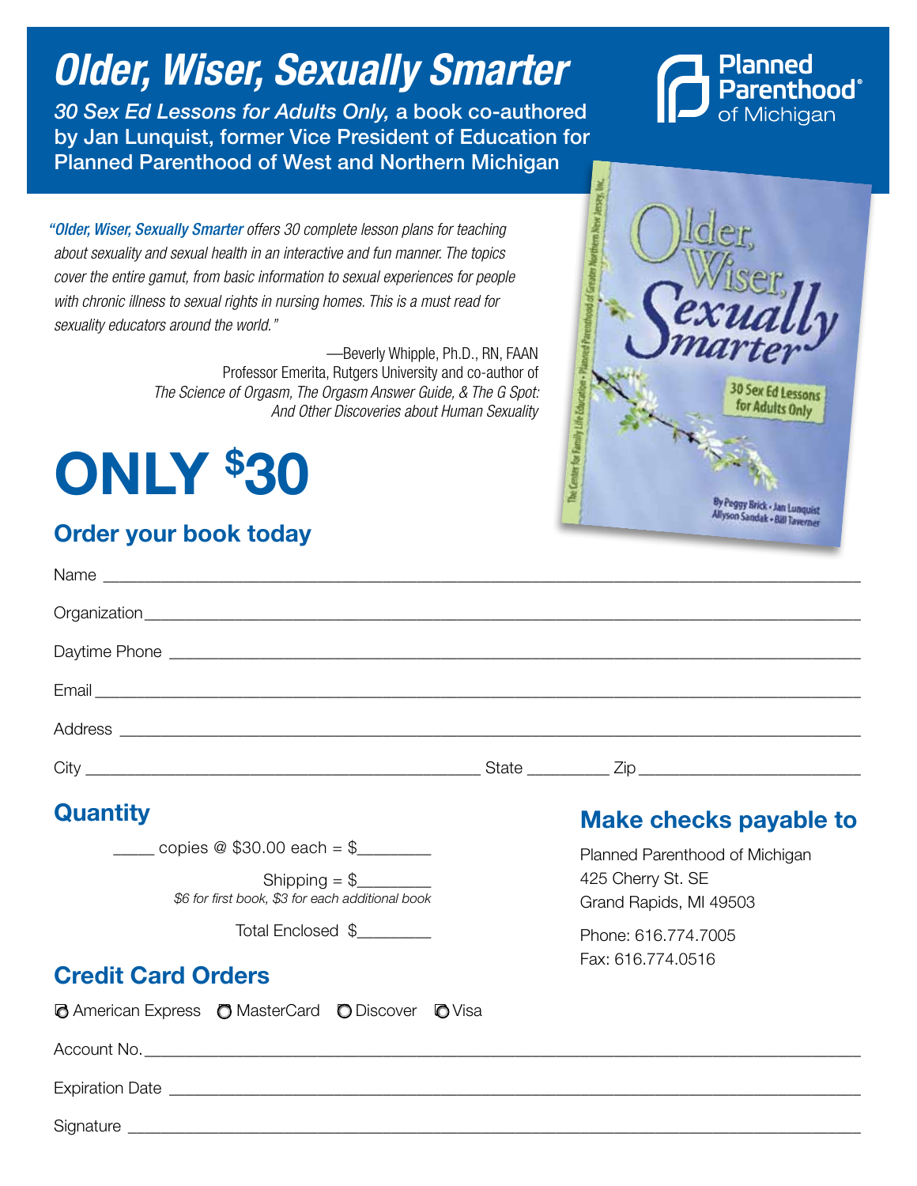# Older, Wiser, Sexually Smarter

*30 Sex Ed Lessons for Adults Only,* a book co-authored by Jan Lunquist, former Vice President of Education for Planned Parenthood of West and Northern Michigan

Planned Parenthood® of Michigan

*"Older, Wiser, Sexually Smarter offers 30 complete lesson plans for teaching about sexuality and sexual health in an interactive and fun manner. The topics cover the entire gamut, from basic information to sexual experiences for people with chronic illness to sexual rights in nursing homes. This is a must read for sexuality educators around the world."*

—Beverly Whipple, Ph.D., RN, FAAN
Professor Emerita, Rutgers University and co-author of *The Science of Orgasm, The Orgasm Answer Guide, & The G Spot: And Other Discoveries about Human Sexuality*

# ONLY $30

## Order your book today

Name ______________________________

Organization ______________________________

Daytime Phone ______________________________

Email ______________________________

Address ______________________________

City ______________________ State ________ Zip ______________

## Quantity

_____ copies @ $30.00 each = $________

Shipping = $________
*$6 for first book, $3 for each additional book*

Total Enclosed $________

## Make checks payable to

Planned Parenthood of Michigan
425 Cherry St. SE
Grand Rapids, MI 49503

Phone: 616.774.7005
Fax: 616.774.0516

## Credit Card Orders

☐ American Express ☐ MasterCard ☐ Discover ☐ Visa

Account No. ______________________________

Expiration Date ______________________________

Signature ______________________________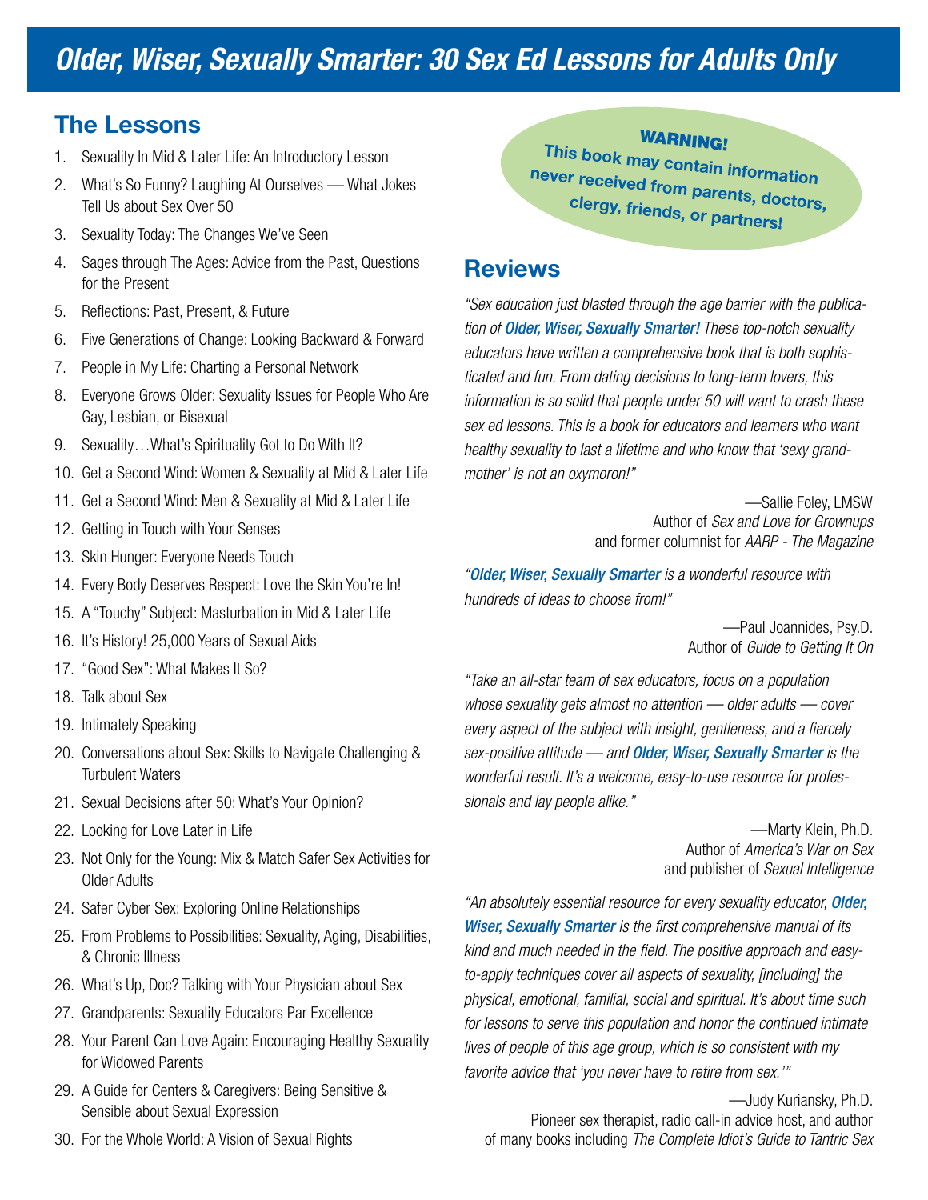# *Older, Wiser, Sexually Smarter: 30 Sex Ed Lessons for Adults Only*

## The Lessons

1. Sexuality In Mid & Later Life: An Introductory Lesson
2. What's So Funny? Laughing At Ourselves — What Jokes Tell Us about Sex Over 50
3. Sexuality Today: The Changes We've Seen
4. Sages through The Ages: Advice from the Past, Questions for the Present
5. Reflections: Past, Present, & Future
6. Five Generations of Change: Looking Backward & Forward
7. People in My Life: Charting a Personal Network
8. Everyone Grows Older: Sexuality Issues for People Who Are Gay, Lesbian, or Bisexual
9. Sexuality…What's Spirituality Got to Do With It?
10. Get a Second Wind: Women & Sexuality at Mid & Later Life
11. Get a Second Wind: Men & Sexuality at Mid & Later Life
12. Getting in Touch with Your Senses
13. Skin Hunger: Everyone Needs Touch
14. Every Body Deserves Respect: Love the Skin You're In!
15. A "Touchy" Subject: Masturbation in Mid & Later Life
16. It's History! 25,000 Years of Sexual Aids
17. "Good Sex": What Makes It So?
18. Talk about Sex
19. Intimately Speaking
20. Conversations about Sex: Skills to Navigate Challenging & Turbulent Waters
21. Sexual Decisions after 50: What's Your Opinion?
22. Looking for Love Later in Life
23. Not Only for the Young: Mix & Match Safer Sex Activities for Older Adults
24. Safer Cyber Sex: Exploring Online Relationships
25. From Problems to Possibilities: Sexuality, Aging, Disabilities, & Chronic Illness
26. What's Up, Doc? Talking with Your Physician about Sex
27. Grandparents: Sexuality Educators Par Excellence
28. Your Parent Can Love Again: Encouraging Healthy Sexuality for Widowed Parents
29. A Guide for Centers & Caregivers: Being Sensitive & Sensible about Sexual Expression
30. For the Whole World: A Vision of Sexual Rights

**WARNING!**
**This book may contain information never received from parents, doctors, clergy, friends, or partners!**

## Reviews

*"Sex education just blasted through the age barrier with the publication of **Older, Wiser, Sexually Smarter!** These top-notch sexuality educators have written a comprehensive book that is both sophisticated and fun. From dating decisions to long-term lovers, this information is so solid that people under 50 will want to crash these sex ed lessons. This is a book for educators and learners who want healthy sexuality to last a lifetime and who know that 'sexy grandmother' is not an oxymoron!"*

—Sallie Foley, LMSW
Author of *Sex and Love for Grownups*
and former columnist for *AARP - The Magazine*

*"**Older, Wiser, Sexually Smarter** is a wonderful resource with hundreds of ideas to choose from!"*

—Paul Joannides, Psy.D.
Author of *Guide to Getting It On*

*"Take an all-star team of sex educators, focus on a population whose sexuality gets almost no attention — older adults — cover every aspect of the subject with insight, gentleness, and a fiercely sex-positive attitude — and **Older, Wiser, Sexually Smarter** is the wonderful result. It's a welcome, easy-to-use resource for professionals and lay people alike."*

—Marty Klein, Ph.D.
Author of *America's War on Sex*
and publisher of *Sexual Intelligence*

*"An absolutely essential resource for every sexuality educator, **Older, Wiser, Sexually Smarter** is the first comprehensive manual of its kind and much needed in the field. The positive approach and easy-to-apply techniques cover all aspects of sexuality, [including] the physical, emotional, familial, social and spiritual. It's about time such for lessons to serve this population and honor the continued intimate lives of people of this age group, which is so consistent with my favorite advice that 'you never have to retire from sex.'"*

—Judy Kuriansky, Ph.D.
Pioneer sex therapist, radio call-in advice host, and author
of many books including *The Complete Idiot's Guide to Tantric Sex*